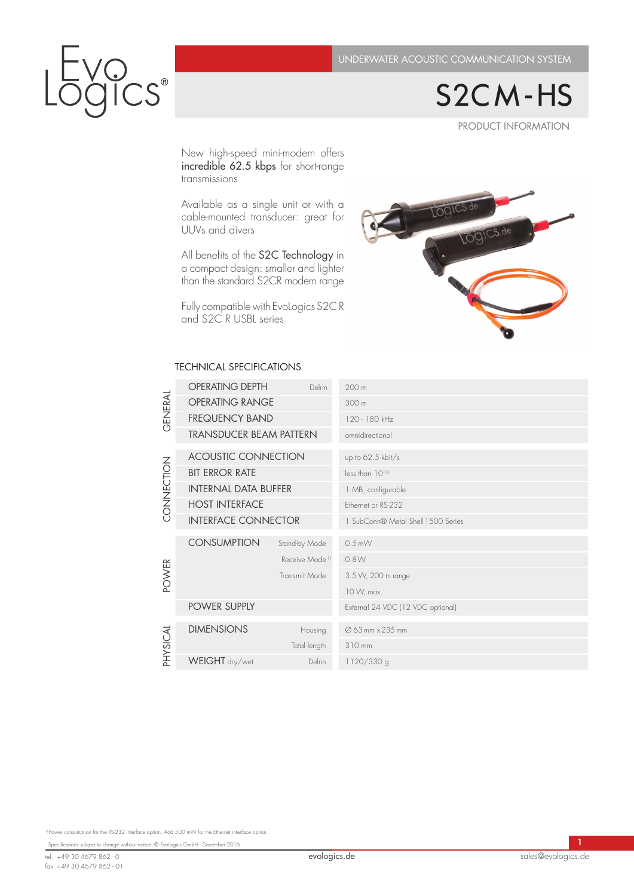EvoLogics®

UNDERWATER ACOUSTIC COMMUNICATION SYSTEM

# S2CM-HS

PRODUCT INFORMATION

New high-speed mini-modem offers **incredible 62.5 kbps** for short-range transmissions

Available as a single unit or with a cable-mounted transducer: great for UUVs and divers

All benefits of the **S2C Technology** in a compact design: smaller and lighter than the standard S2CR modem range

Fully compatible with EvoLogics S2C R and S2C R USBL series

## TECHNICAL SPECIFICATIONS

| Section | Parameter | | Value |
|---|---|---|---|
| GENERAL | OPERATING DEPTH | Delrin | 200 m |
| | OPERATING RANGE | | 300 m |
| | FREQUENCY BAND | | 120 - 180 kHz |
| | TRANSDUCER BEAM PATTERN | | omnidirectional |
| CONNECTION | ACOUSTIC CONNECTION | | up to 62.5 kbit/s |
| | BIT ERROR RATE | | less than $10^{-10}$ |
| | INTERNAL DATA BUFFER | | 1 MB, configurable |
| | HOST INTERFACE | | Ethernet or RS-232 |
| | INTERFACE CONNECTOR | | 1 SubConn® Metal Shell 1500 Series |
| POWER | CONSUMPTION | Stand-by Mode | 0.5 mW |
| | | Receive Mode [1] | 0.8 W |
| | | Transmit Mode | 3.5 W, 200 m range |
| | | | 10 W, max. |
| | POWER SUPPLY | | External 24 VDC (12 VDC optional) |
| PHYSICAL | DIMENSIONS | Housing | Ø 63 mm x 235 mm |
| | | Total length | 310 mm |
| | WEIGHT dry/wet | Delrin | 1120/330 g |

[1] Power consumption for the RS-232 interface option. Add 500 mW for the Ethernet interface option.

Specifications subject to change without notice. © Evologics GmbH - December 2016

tel.: +49 30 4679 862 - 0
fax: +49 30 4679 862 - 01

evologics.de

sales@evologics.de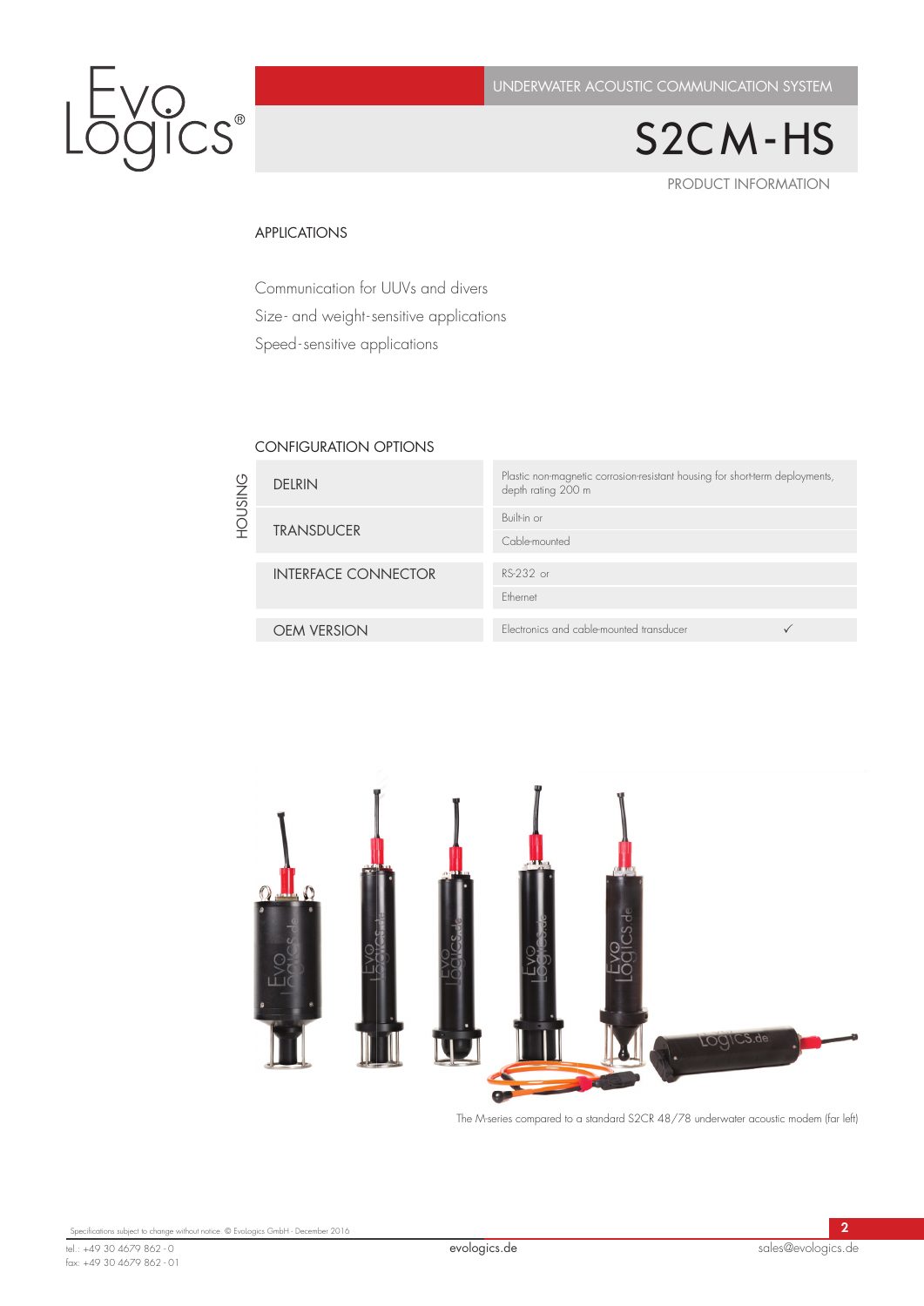UNDERWATER ACOUSTIC COMMUNICATION SYSTEM

# S2CM-HS

PRODUCT INFORMATION

## APPLICATIONS

Communication for UUVs and divers

Size- and weight-sensitive applications

Speed-sensitive applications

## CONFIGURATION OPTIONS

| | | |
|---|---|---|
| HOUSING | DELRIN | Plastic non-magnetic corrosion-resistant housing for short-term deployments, depth rating 200 m |
| | TRANSDUCER | Built-in or |
| | | Cable-mounted |
| | INTERFACE CONNECTOR | RS-232 or |
| | | Ethernet |
| | OEM VERSION | Electronics and cable-mounted transducer ✓ |

The M-series compared to a standard S2CR 48/78 underwater acoustic modem (far left)

Specifications subject to change without notice. © Evologics GmbH - December 2016

tel.: +49 30 4679 862 - 0
fax: +49 30 4679 862 - 01

evologics.de

sales@evologics.de